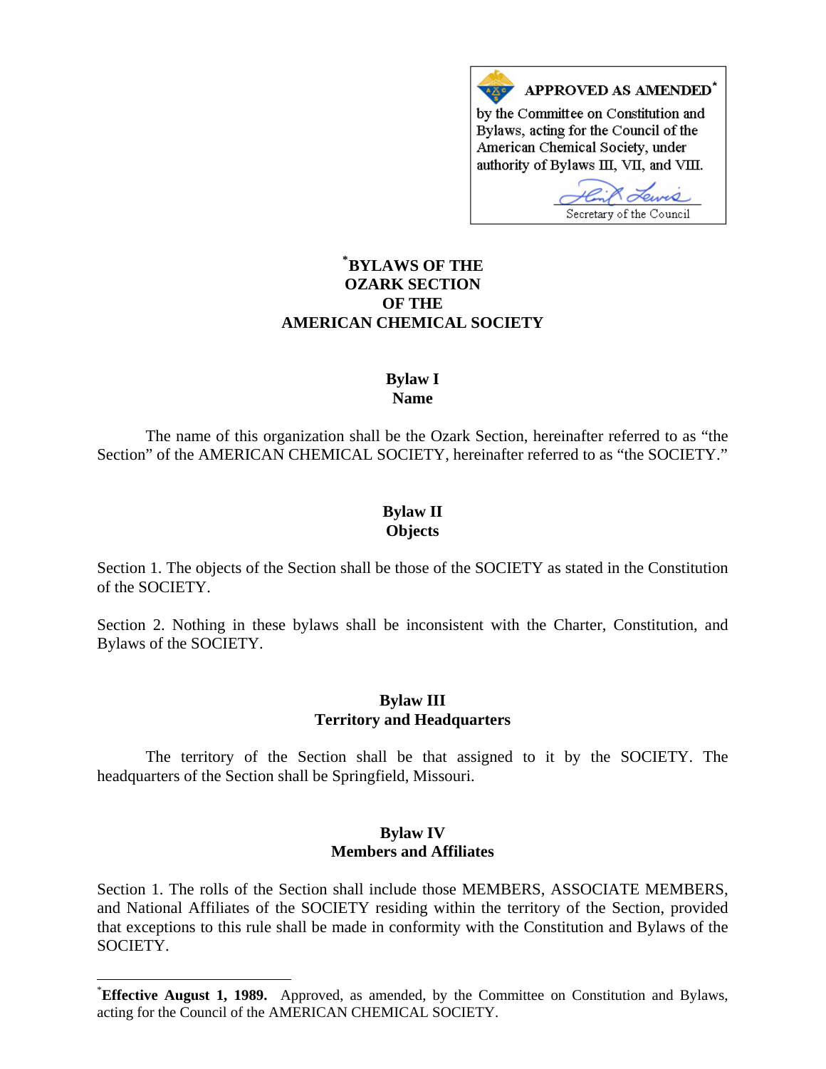**APPROVED AS AMENDED***

by the Committee on Constitution and Bylaws, acting for the Council of the American Chemical Society, under authority of Bylaws III, VII, and VIII.

Secretary of the Council

# *BYLAWS OF THE OZARK SECTION OF THE AMERICAN CHEMICAL SOCIETY

## Bylaw I
## Name

The name of this organization shall be the Ozark Section, hereinafter referred to as “the Section” of the AMERICAN CHEMICAL SOCIETY, hereinafter referred to as “the SOCIETY.”

## Bylaw II
## Objects

Section 1. The objects of the Section shall be those of the SOCIETY as stated in the Constitution of the SOCIETY.

Section 2. Nothing in these bylaws shall be inconsistent with the Charter, Constitution, and Bylaws of the SOCIETY.

## Bylaw III
## Territory and Headquarters

The territory of the Section shall be that assigned to it by the SOCIETY. The headquarters of the Section shall be Springfield, Missouri.

## Bylaw IV
## Members and Affiliates

Section 1. The rolls of the Section shall include those MEMBERS, ASSOCIATE MEMBERS, and National Affiliates of the SOCIETY residing within the territory of the Section, provided that exceptions to this rule shall be made in conformity with the Constitution and Bylaws of the SOCIETY.

---

***Effective August 1, 1989.** Approved, as amended, by the Committee on Constitution and Bylaws, acting for the Council of the AMERICAN CHEMICAL SOCIETY.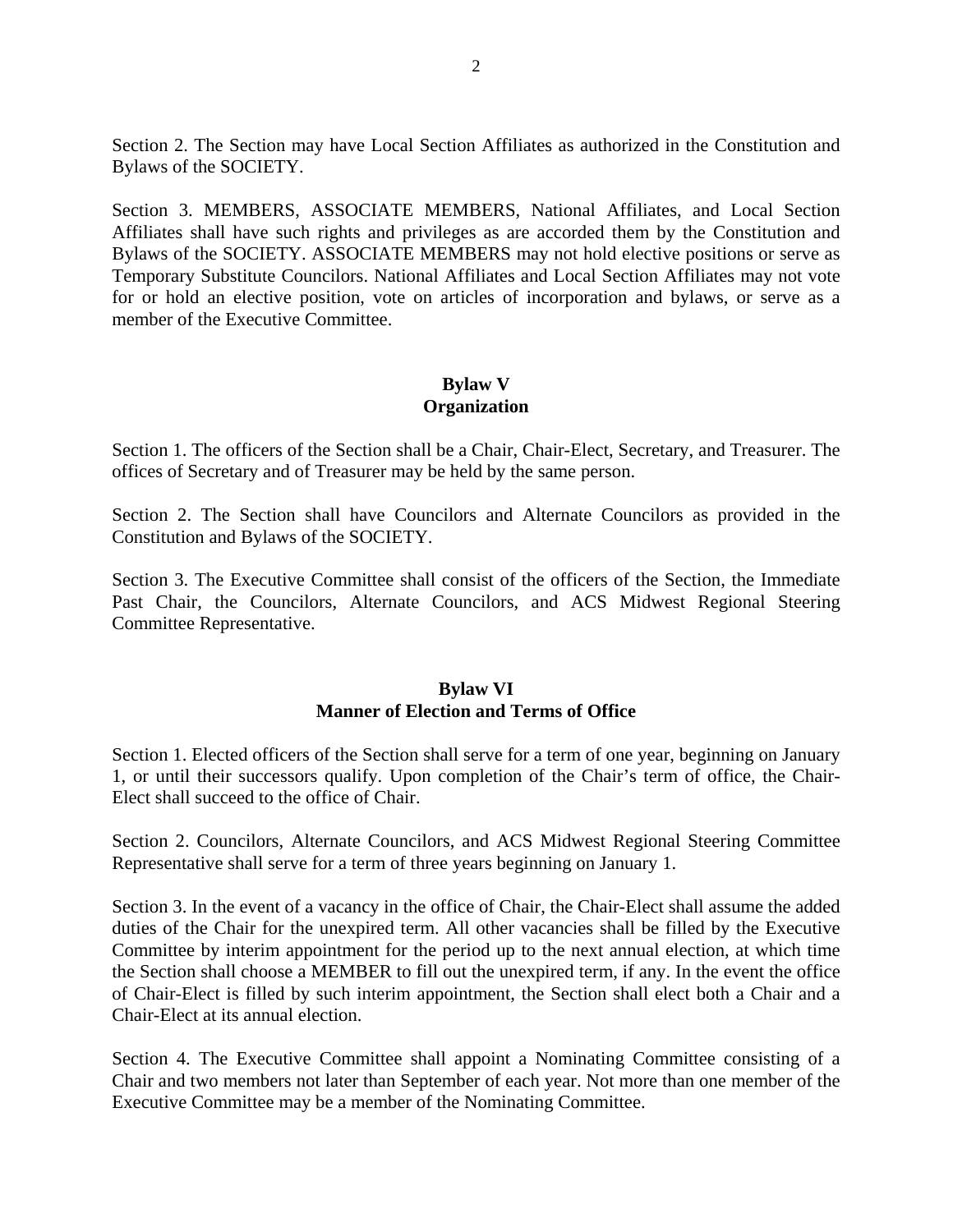Section 2. The Section may have Local Section Affiliates as authorized in the Constitution and Bylaws of the SOCIETY.

Section 3. MEMBERS, ASSOCIATE MEMBERS, National Affiliates, and Local Section Affiliates shall have such rights and privileges as are accorded them by the Constitution and Bylaws of the SOCIETY. ASSOCIATE MEMBERS may not hold elective positions or serve as Temporary Substitute Councilors. National Affiliates and Local Section Affiliates may not vote for or hold an elective position, vote on articles of incorporation and bylaws, or serve as a member of the Executive Committee.

## Bylaw V
## Organization

Section 1. The officers of the Section shall be a Chair, Chair-Elect, Secretary, and Treasurer. The offices of Secretary and of Treasurer may be held by the same person.

Section 2. The Section shall have Councilors and Alternate Councilors as provided in the Constitution and Bylaws of the SOCIETY.

Section 3. The Executive Committee shall consist of the officers of the Section, the Immediate Past Chair, the Councilors, Alternate Councilors, and ACS Midwest Regional Steering Committee Representative.

## Bylaw VI
## Manner of Election and Terms of Office

Section 1. Elected officers of the Section shall serve for a term of one year, beginning on January 1, or until their successors qualify. Upon completion of the Chair's term of office, the Chair-Elect shall succeed to the office of Chair.

Section 2. Councilors, Alternate Councilors, and ACS Midwest Regional Steering Committee Representative shall serve for a term of three years beginning on January 1.

Section 3. In the event of a vacancy in the office of Chair, the Chair-Elect shall assume the added duties of the Chair for the unexpired term. All other vacancies shall be filled by the Executive Committee by interim appointment for the period up to the next annual election, at which time the Section shall choose a MEMBER to fill out the unexpired term, if any. In the event the office of Chair-Elect is filled by such interim appointment, the Section shall elect both a Chair and a Chair-Elect at its annual election.

Section 4. The Executive Committee shall appoint a Nominating Committee consisting of a Chair and two members not later than September of each year. Not more than one member of the Executive Committee may be a member of the Nominating Committee.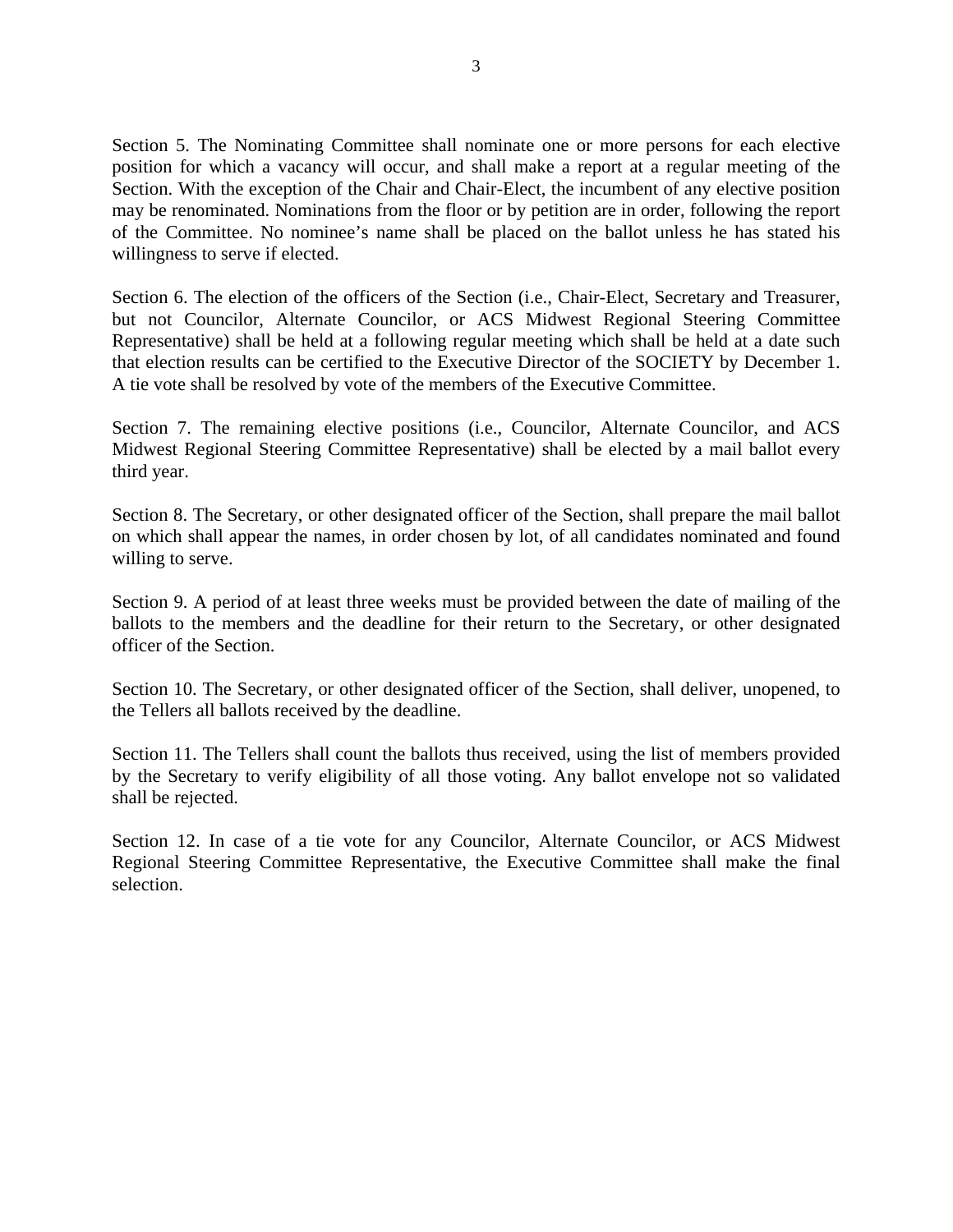Section 5. The Nominating Committee shall nominate one or more persons for each elective position for which a vacancy will occur, and shall make a report at a regular meeting of the Section. With the exception of the Chair and Chair-Elect, the incumbent of any elective position may be renominated. Nominations from the floor or by petition are in order, following the report of the Committee. No nominee's name shall be placed on the ballot unless he has stated his willingness to serve if elected.

Section 6. The election of the officers of the Section (i.e., Chair-Elect, Secretary and Treasurer, but not Councilor, Alternate Councilor, or ACS Midwest Regional Steering Committee Representative) shall be held at a following regular meeting which shall be held at a date such that election results can be certified to the Executive Director of the SOCIETY by December 1. A tie vote shall be resolved by vote of the members of the Executive Committee.

Section 7. The remaining elective positions (i.e., Councilor, Alternate Councilor, and ACS Midwest Regional Steering Committee Representative) shall be elected by a mail ballot every third year.

Section 8. The Secretary, or other designated officer of the Section, shall prepare the mail ballot on which shall appear the names, in order chosen by lot, of all candidates nominated and found willing to serve.

Section 9. A period of at least three weeks must be provided between the date of mailing of the ballots to the members and the deadline for their return to the Secretary, or other designated officer of the Section.

Section 10. The Secretary, or other designated officer of the Section, shall deliver, unopened, to the Tellers all ballots received by the deadline.

Section 11. The Tellers shall count the ballots thus received, using the list of members provided by the Secretary to verify eligibility of all those voting. Any ballot envelope not so validated shall be rejected.

Section 12. In case of a tie vote for any Councilor, Alternate Councilor, or ACS Midwest Regional Steering Committee Representative, the Executive Committee shall make the final selection.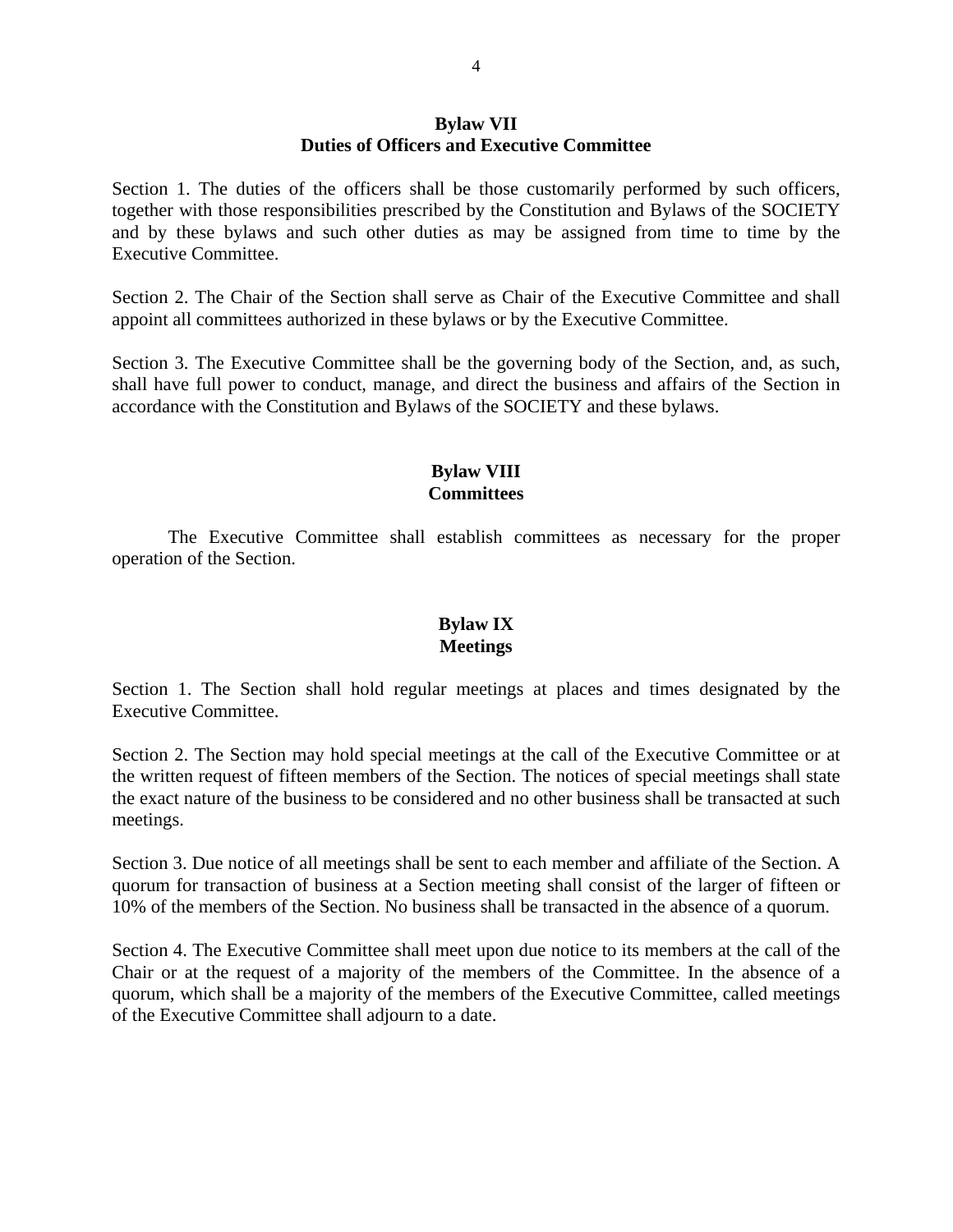## Bylaw VII
## Duties of Officers and Executive Committee

Section 1. The duties of the officers shall be those customarily performed by such officers, together with those responsibilities prescribed by the Constitution and Bylaws of the SOCIETY and by these bylaws and such other duties as may be assigned from time to time by the Executive Committee.

Section 2. The Chair of the Section shall serve as Chair of the Executive Committee and shall appoint all committees authorized in these bylaws or by the Executive Committee.

Section 3. The Executive Committee shall be the governing body of the Section, and, as such, shall have full power to conduct, manage, and direct the business and affairs of the Section in accordance with the Constitution and Bylaws of the SOCIETY and these bylaws.

## Bylaw VIII
## Committees

The Executive Committee shall establish committees as necessary for the proper operation of the Section.

## Bylaw IX
## Meetings

Section 1. The Section shall hold regular meetings at places and times designated by the Executive Committee.

Section 2. The Section may hold special meetings at the call of the Executive Committee or at the written request of fifteen members of the Section. The notices of special meetings shall state the exact nature of the business to be considered and no other business shall be transacted at such meetings.

Section 3. Due notice of all meetings shall be sent to each member and affiliate of the Section. A quorum for transaction of business at a Section meeting shall consist of the larger of fifteen or 10% of the members of the Section. No business shall be transacted in the absence of a quorum.

Section 4. The Executive Committee shall meet upon due notice to its members at the call of the Chair or at the request of a majority of the members of the Committee. In the absence of a quorum, which shall be a majority of the members of the Executive Committee, called meetings of the Executive Committee shall adjourn to a date.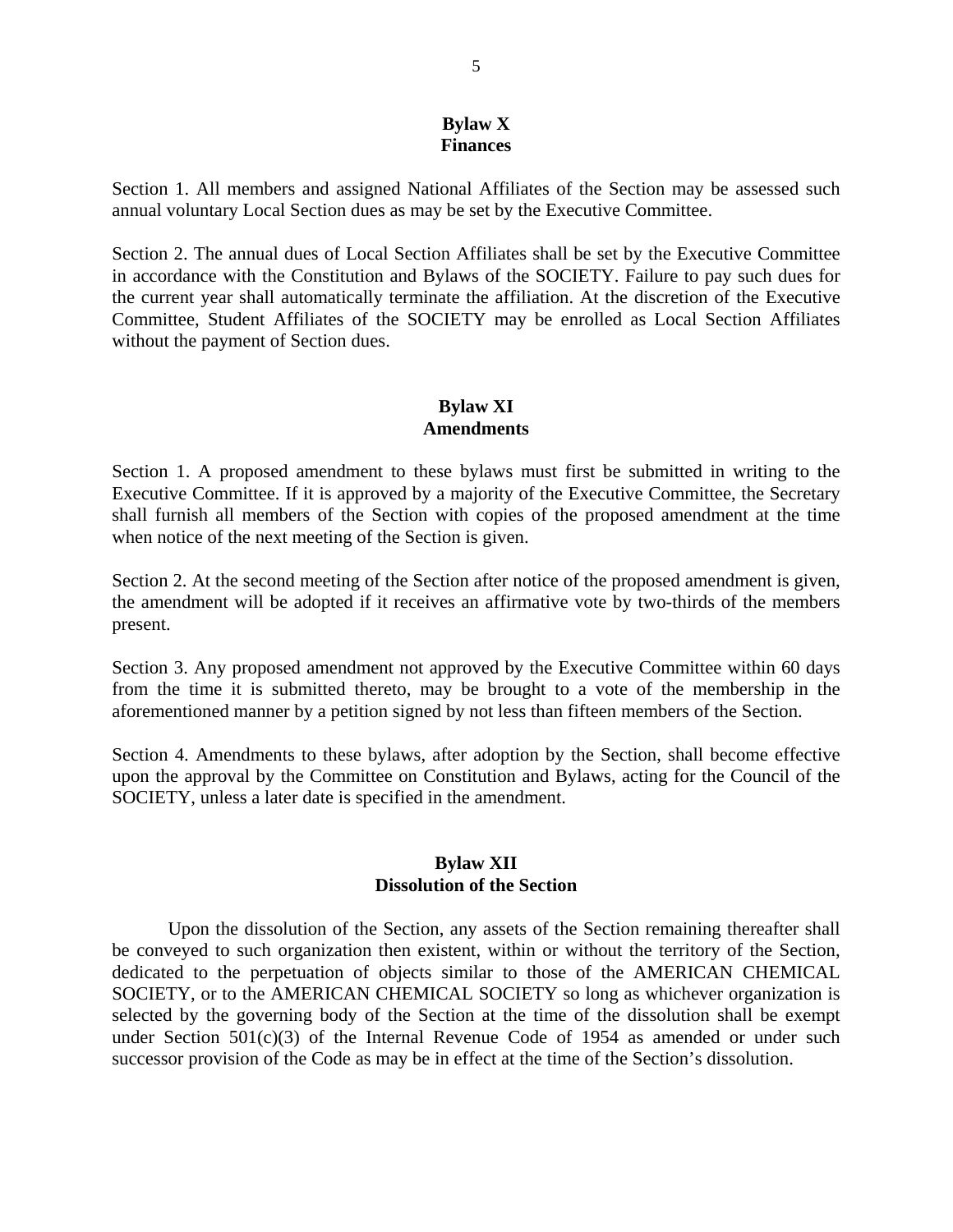## Bylaw X
## Finances

Section 1. All members and assigned National Affiliates of the Section may be assessed such annual voluntary Local Section dues as may be set by the Executive Committee.

Section 2. The annual dues of Local Section Affiliates shall be set by the Executive Committee in accordance with the Constitution and Bylaws of the SOCIETY. Failure to pay such dues for the current year shall automatically terminate the affiliation. At the discretion of the Executive Committee, Student Affiliates of the SOCIETY may be enrolled as Local Section Affiliates without the payment of Section dues.

## Bylaw XI
## Amendments

Section 1. A proposed amendment to these bylaws must first be submitted in writing to the Executive Committee. If it is approved by a majority of the Executive Committee, the Secretary shall furnish all members of the Section with copies of the proposed amendment at the time when notice of the next meeting of the Section is given.

Section 2. At the second meeting of the Section after notice of the proposed amendment is given, the amendment will be adopted if it receives an affirmative vote by two-thirds of the members present.

Section 3. Any proposed amendment not approved by the Executive Committee within 60 days from the time it is submitted thereto, may be brought to a vote of the membership in the aforementioned manner by a petition signed by not less than fifteen members of the Section.

Section 4. Amendments to these bylaws, after adoption by the Section, shall become effective upon the approval by the Committee on Constitution and Bylaws, acting for the Council of the SOCIETY, unless a later date is specified in the amendment.

## Bylaw XII
## Dissolution of the Section

Upon the dissolution of the Section, any assets of the Section remaining thereafter shall be conveyed to such organization then existent, within or without the territory of the Section, dedicated to the perpetuation of objects similar to those of the AMERICAN CHEMICAL SOCIETY, or to the AMERICAN CHEMICAL SOCIETY so long as whichever organization is selected by the governing body of the Section at the time of the dissolution shall be exempt under Section 501(c)(3) of the Internal Revenue Code of 1954 as amended or under such successor provision of the Code as may be in effect at the time of the Section's dissolution.